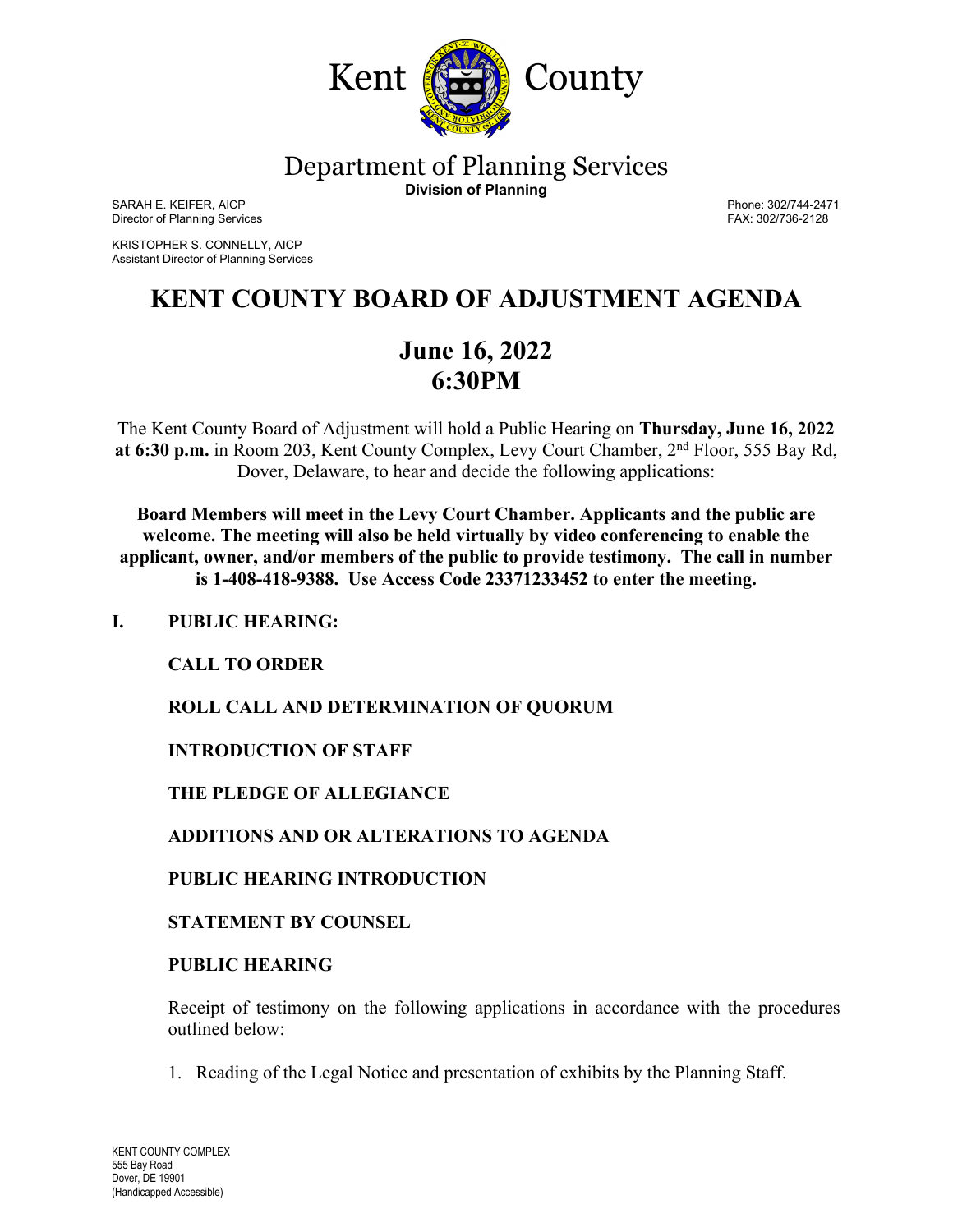Kent County

# Department of Planning Services

**Division of Planning**

SARAH E. KEIFER, AICP
Director of Planning Services

Phone: 302/744-2471
FAX: 302/736-2128

KRISTOPHER S. CONNELLY, AICP
Assistant Director of Planning Services

# KENT COUNTY BOARD OF ADJUSTMENT AGENDA

## June 16, 2022
## 6:30PM

The Kent County Board of Adjustment will hold a Public Hearing on **Thursday, June 16, 2022 at 6:30 p.m.** in Room 203, Kent County Complex, Levy Court Chamber, 2nd Floor, 555 Bay Rd, Dover, Delaware, to hear and decide the following applications:

**Board Members will meet in the Levy Court Chamber. Applicants and the public are welcome. The meeting will also be held virtually by video conferencing to enable the applicant, owner, and/or members of the public to provide testimony. The call in number is 1-408-418-9388. Use Access Code 23371233452 to enter the meeting.**

**I. PUBLIC HEARING:**

**CALL TO ORDER**

**ROLL CALL AND DETERMINATION OF QUORUM**

**INTRODUCTION OF STAFF**

**THE PLEDGE OF ALLEGIANCE**

**ADDITIONS AND OR ALTERATIONS TO AGENDA**

**PUBLIC HEARING INTRODUCTION**

**STATEMENT BY COUNSEL**

**PUBLIC HEARING**

Receipt of testimony on the following applications in accordance with the procedures outlined below:

1. Reading of the Legal Notice and presentation of exhibits by the Planning Staff.

KENT COUNTY COMPLEX
555 Bay Road
Dover, DE 19901
(Handicapped Accessible)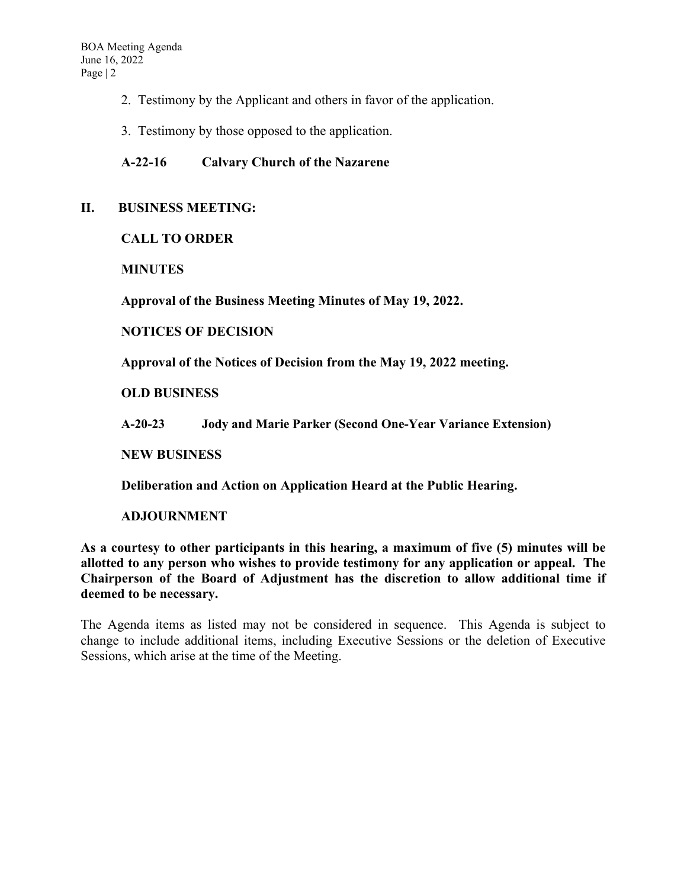2. Testimony by the Applicant and others in favor of the application.

3. Testimony by those opposed to the application.

**A-22-16 Calvary Church of the Nazarene**

## II. BUSINESS MEETING:

**CALL TO ORDER**

**MINUTES**

**Approval of the Business Meeting Minutes of May 19, 2022.**

**NOTICES OF DECISION**

**Approval of the Notices of Decision from the May 19, 2022 meeting.**

**OLD BUSINESS**

**A-20-23 Jody and Marie Parker (Second One-Year Variance Extension)**

**NEW BUSINESS**

**Deliberation and Action on Application Heard at the Public Hearing.**

**ADJOURNMENT**

**As a courtesy to other participants in this hearing, a maximum of five (5) minutes will be allotted to any person who wishes to provide testimony for any application or appeal. The Chairperson of the Board of Adjustment has the discretion to allow additional time if deemed to be necessary.**

The Agenda items as listed may not be considered in sequence. This Agenda is subject to change to include additional items, including Executive Sessions or the deletion of Executive Sessions, which arise at the time of the Meeting.